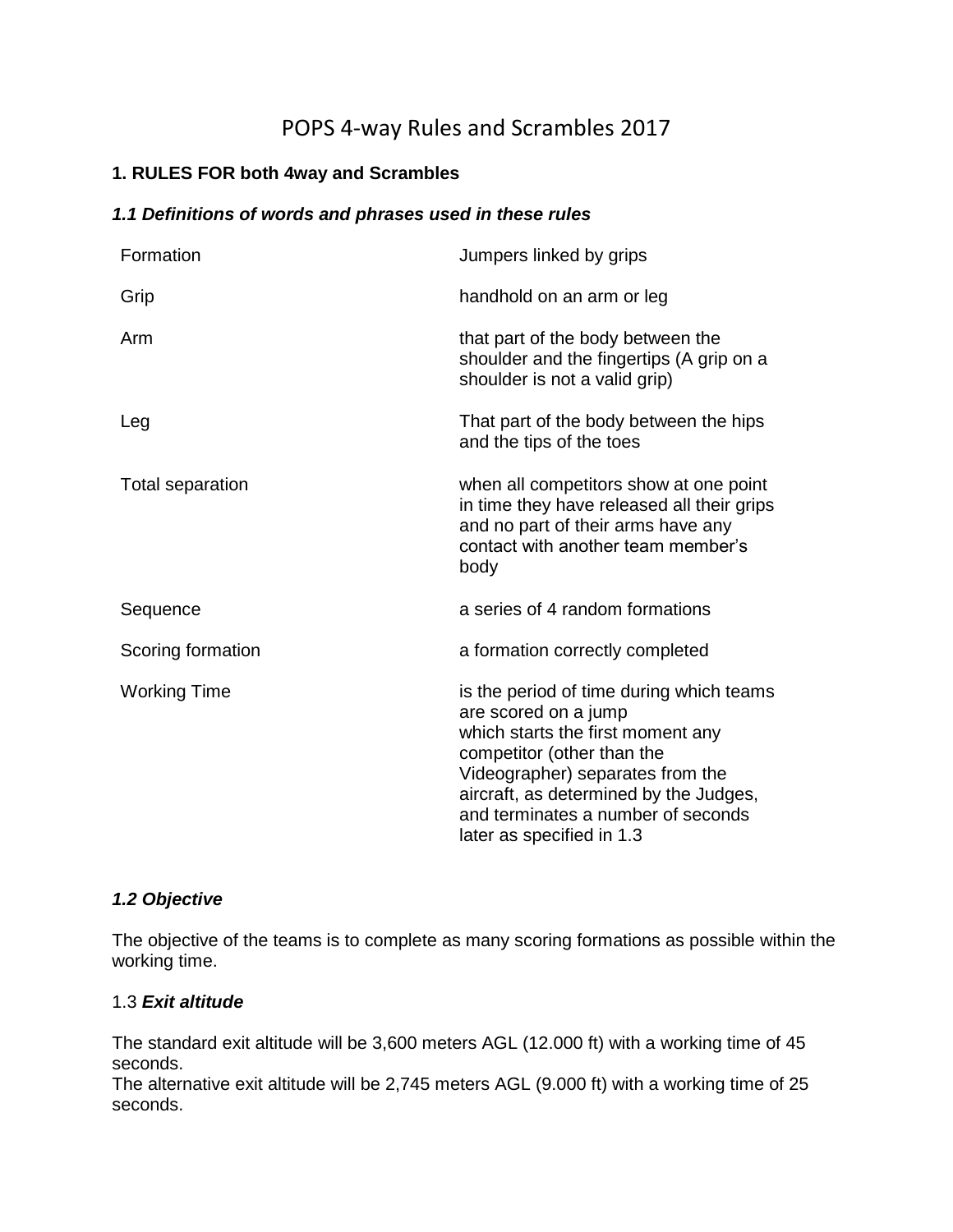# POPS 4-way Rules and Scrambles 2017

## 1. RULES FOR both 4way and Scrambles

### *1.1 Definitions of words and phrases used in these rules*

| | |
|---|---|
| Formation | Jumpers linked by grips |
| Grip | handhold on an arm or leg |
| Arm | that part of the body between the shoulder and the fingertips (A grip on a shoulder is not a valid grip) |
| Leg | That part of the body between the hips and the tips of the toes |
| Total separation | when all competitors show at one point in time they have released all their grips and no part of their arms have any contact with another team member's body |
| Sequence | a series of 4 random formations |
| Scoring formation | a formation correctly completed |
| Working Time | is the period of time during which teams are scored on a jump which starts the first moment any competitor (other than the Videographer) separates from the aircraft, as determined by the Judges, and terminates a number of seconds later as specified in 1.3 |

### *1.2 Objective*

The objective of the teams is to complete as many scoring formations as possible within the working time.

### 1.3 ***Exit altitude***

The standard exit altitude will be 3,600 meters AGL (12.000 ft) with a working time of 45 seconds.
The alternative exit altitude will be 2,745 meters AGL (9.000 ft) with a working time of 25 seconds.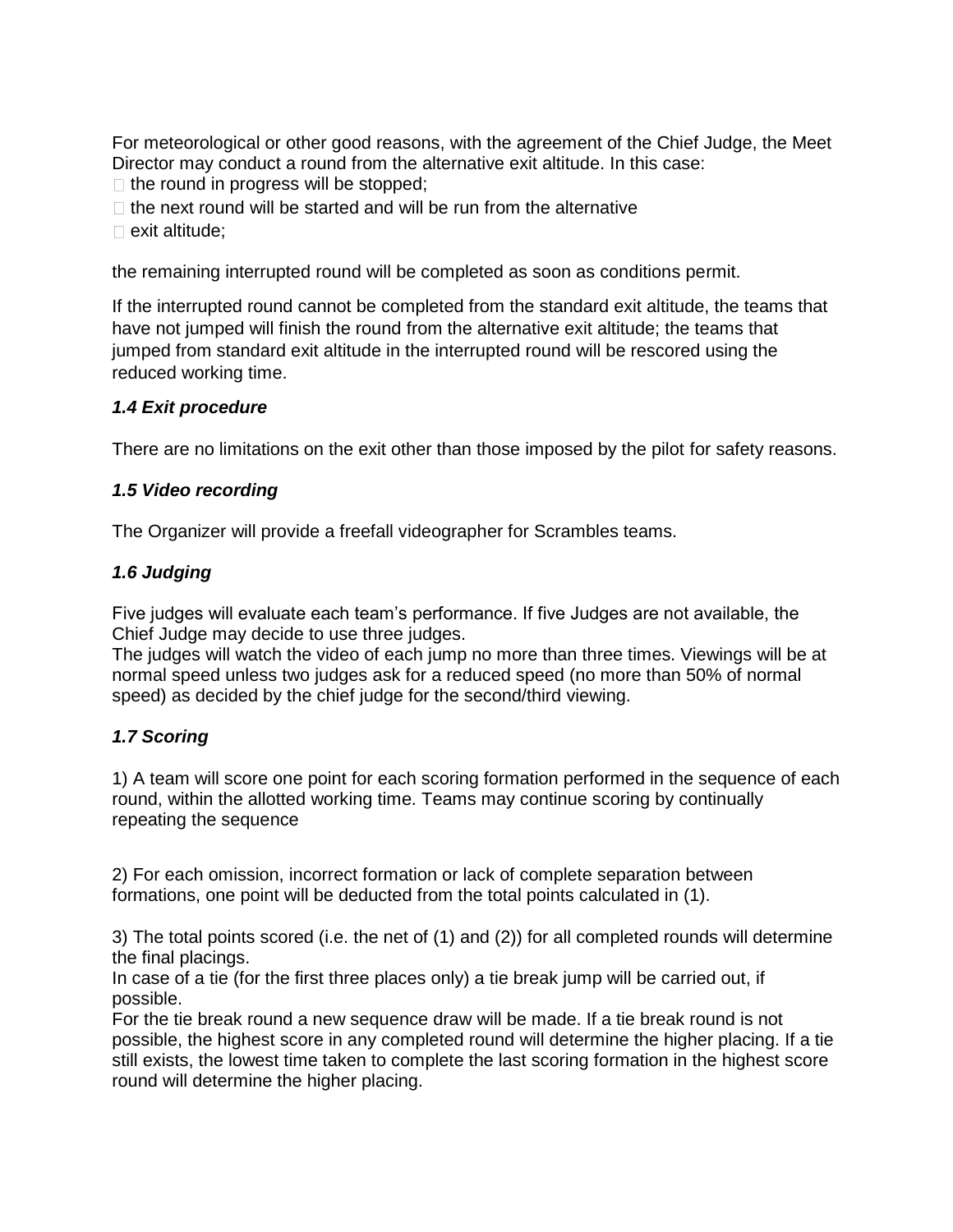For meteorological or other good reasons, with the agreement of the Chief Judge, the Meet Director may conduct a round from the alternative exit altitude. In this case:

- the round in progress will be stopped;
- the next round will be started and will be run from the alternative
- exit altitude;

the remaining interrupted round will be completed as soon as conditions permit.

If the interrupted round cannot be completed from the standard exit altitude, the teams that have not jumped will finish the round from the alternative exit altitude; the teams that jumped from standard exit altitude in the interrupted round will be rescored using the reduced working time.

### *1.4 Exit procedure*

There are no limitations on the exit other than those imposed by the pilot for safety reasons.

### *1.5 Video recording*

The Organizer will provide a freefall videographer for Scrambles teams.

### *1.6 Judging*

Five judges will evaluate each team's performance. If five Judges are not available, the Chief Judge may decide to use three judges.
The judges will watch the video of each jump no more than three times. Viewings will be at normal speed unless two judges ask for a reduced speed (no more than 50% of normal speed) as decided by the chief judge for the second/third viewing.

### *1.7 Scoring*

1) A team will score one point for each scoring formation performed in the sequence of each round, within the allotted working time. Teams may continue scoring by continually repeating the sequence

2) For each omission, incorrect formation or lack of complete separation between formations, one point will be deducted from the total points calculated in (1).

3) The total points scored (i.e. the net of (1) and (2)) for all completed rounds will determine the final placings.
In case of a tie (for the first three places only) a tie break jump will be carried out, if possible.
For the tie break round a new sequence draw will be made. If a tie break round is not possible, the highest score in any completed round will determine the higher placing. If a tie still exists, the lowest time taken to complete the last scoring formation in the highest score round will determine the higher placing.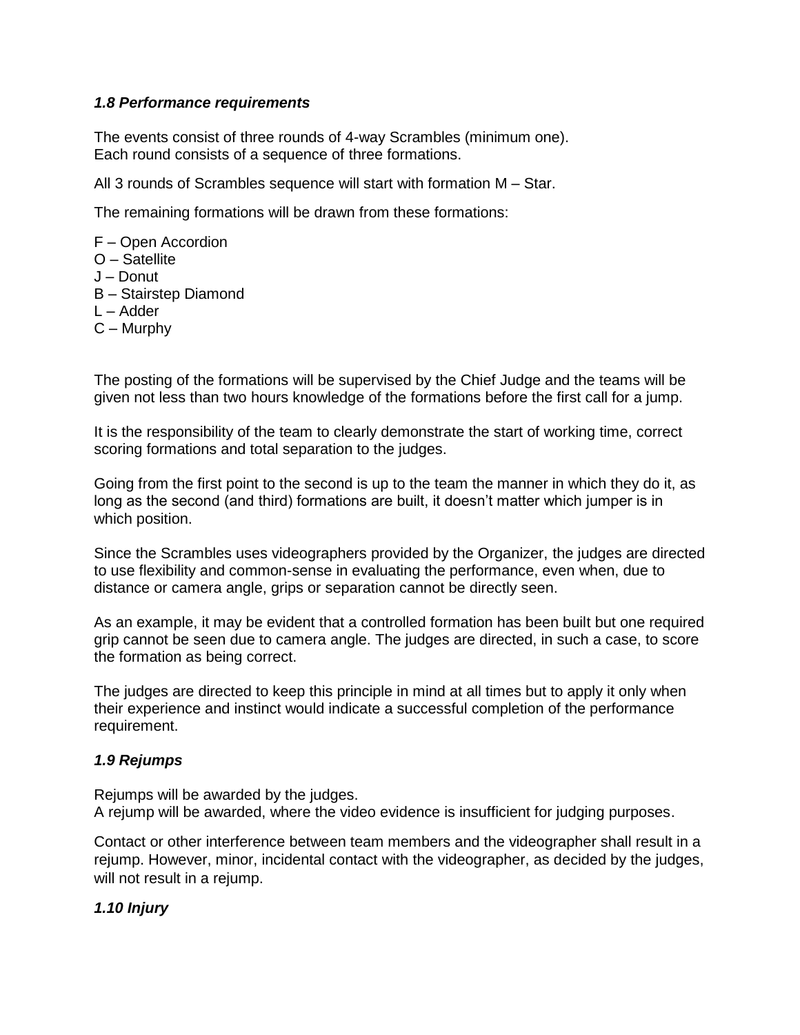### *1.8 Performance requirements*

The events consist of three rounds of 4-way Scrambles (minimum one).
Each round consists of a sequence of three formations.

All 3 rounds of Scrambles sequence will start with formation M – Star.

The remaining formations will be drawn from these formations:

F – Open Accordion
O – Satellite
J – Donut
B – Stairstep Diamond
L – Adder
C – Murphy

The posting of the formations will be supervised by the Chief Judge and the teams will be given not less than two hours knowledge of the formations before the first call for a jump.

It is the responsibility of the team to clearly demonstrate the start of working time, correct scoring formations and total separation to the judges.

Going from the first point to the second is up to the team the manner in which they do it, as long as the second (and third) formations are built, it doesn't matter which jumper is in which position.

Since the Scrambles uses videographers provided by the Organizer, the judges are directed to use flexibility and common-sense in evaluating the performance, even when, due to distance or camera angle, grips or separation cannot be directly seen.

As an example, it may be evident that a controlled formation has been built but one required grip cannot be seen due to camera angle. The judges are directed, in such a case, to score the formation as being correct.

The judges are directed to keep this principle in mind at all times but to apply it only when their experience and instinct would indicate a successful completion of the performance requirement.

### *1.9 Rejumps*

Rejumps will be awarded by the judges.
A rejump will be awarded, where the video evidence is insufficient for judging purposes.

Contact or other interference between team members and the videographer shall result in a rejump. However, minor, incidental contact with the videographer, as decided by the judges, will not result in a rejump.

### *1.10 Injury*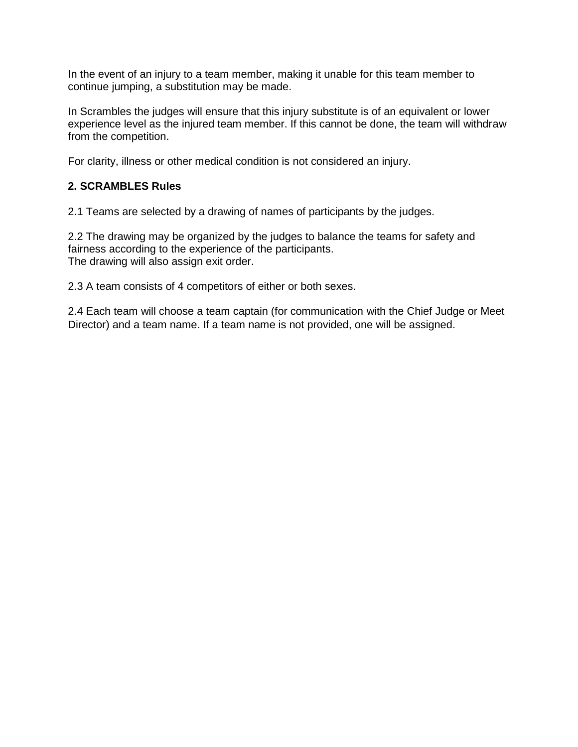In the event of an injury to a team member, making it unable for this team member to continue jumping, a substitution may be made.

In Scrambles the judges will ensure that this injury substitute is of an equivalent or lower experience level as the injured team member. If this cannot be done, the team will withdraw from the competition.

For clarity, illness or other medical condition is not considered an injury.

**2. SCRAMBLES Rules**

2.1 Teams are selected by a drawing of names of participants by the judges.

2.2 The drawing may be organized by the judges to balance the teams for safety and fairness according to the experience of the participants.
The drawing will also assign exit order.

2.3 A team consists of 4 competitors of either or both sexes.

2.4 Each team will choose a team captain (for communication with the Chief Judge or Meet Director) and a team name. If a team name is not provided, one will be assigned.